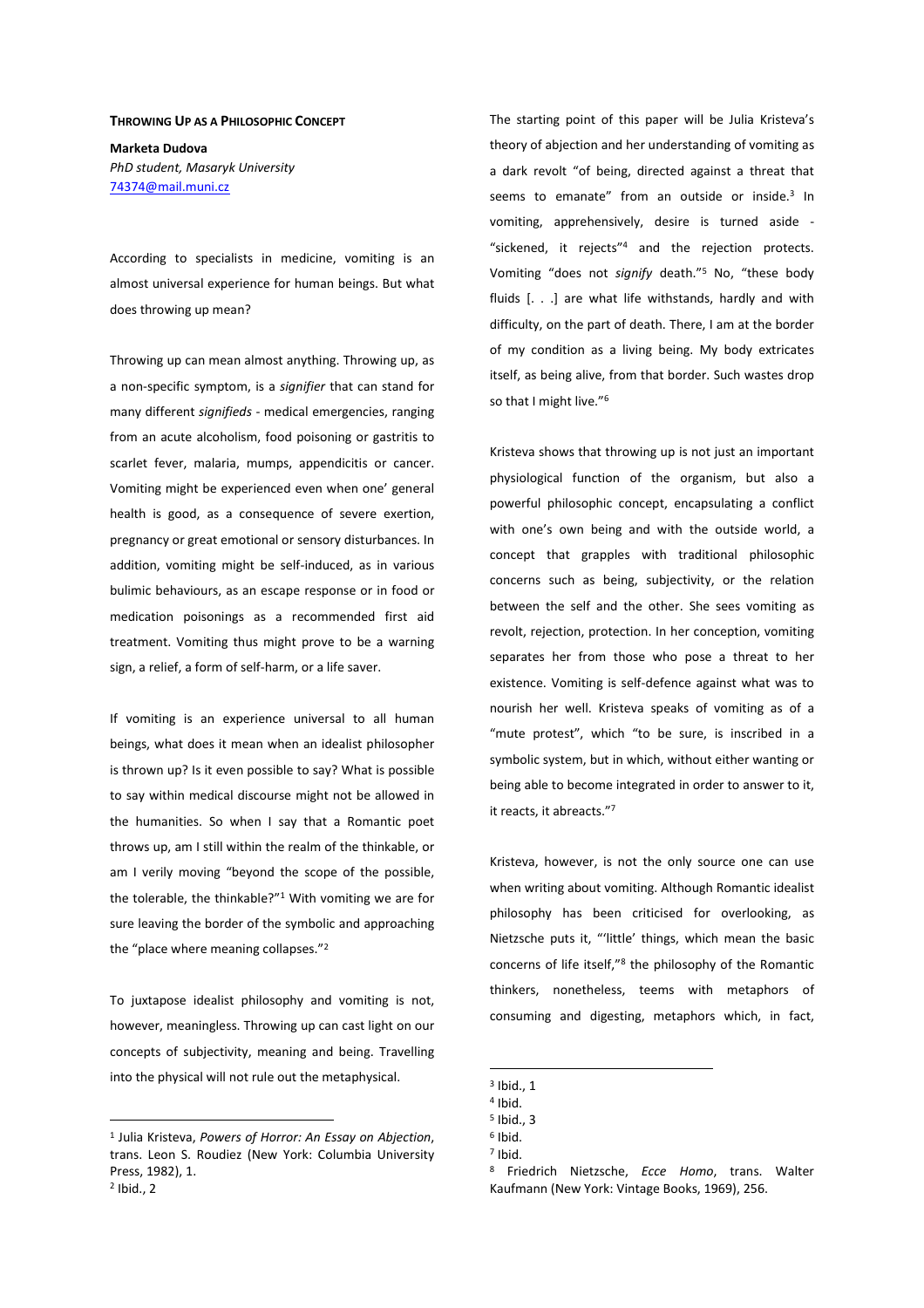# THROWING UP AS A PHILOSOPHIC CONCEPT

**Marketa Dudova**
*PhD student, Masaryk University*
74374@mail.muni.cz

According to specialists in medicine, vomiting is an almost universal experience for human beings. But what does throwing up mean?

Throwing up can mean almost anything. Throwing up, as a non-specific symptom, is a *signifier* that can stand for many different *signifieds* - medical emergencies, ranging from an acute alcoholism, food poisoning or gastritis to scarlet fever, malaria, mumps, appendicitis or cancer. Vomiting might be experienced even when one' general health is good, as a consequence of severe exertion, pregnancy or great emotional or sensory disturbances. In addition, vomiting might be self-induced, as in various bulimic behaviours, as an escape response or in food or medication poisonings as a recommended first aid treatment. Vomiting thus might prove to be a warning sign, a relief, a form of self-harm, or a life saver.

If vomiting is an experience universal to all human beings, what does it mean when an idealist philosopher is thrown up? Is it even possible to say? What is possible to say within medical discourse might not be allowed in the humanities. So when I say that a Romantic poet throws up, am I still within the realm of the thinkable, or am I verily moving "beyond the scope of the possible, the tolerable, the thinkable?"[1] With vomiting we are for sure leaving the border of the symbolic and approaching the "place where meaning collapses."[2]

To juxtapose idealist philosophy and vomiting is not, however, meaningless. Throwing up can cast light on our concepts of subjectivity, meaning and being. Travelling into the physical will not rule out the metaphysical.

The starting point of this paper will be Julia Kristeva's theory of abjection and her understanding of vomiting as a dark revolt "of being, directed against a threat that seems to emanate" from an outside or inside.[3] In vomiting, apprehensively, desire is turned aside - "sickened, it rejects"[4] and the rejection protects. Vomiting "does not *signify* death."[5] No, "these body fluids [. . .] are what life withstands, hardly and with difficulty, on the part of death. There, I am at the border of my condition as a living being. My body extricates itself, as being alive, from that border. Such wastes drop so that I might live."[6]

Kristeva shows that throwing up is not just an important physiological function of the organism, but also a powerful philosophic concept, encapsulating a conflict with one's own being and with the outside world, a concept that grapples with traditional philosophic concerns such as being, subjectivity, or the relation between the self and the other. She sees vomiting as revolt, rejection, protection. In her conception, vomiting separates her from those who pose a threat to her existence. Vomiting is self-defence against what was to nourish her well. Kristeva speaks of vomiting as of a "mute protest", which "to be sure, is inscribed in a symbolic system, but in which, without either wanting or being able to become integrated in order to answer to it, it reacts, it abreacts."[7]

Kristeva, however, is not the only source one can use when writing about vomiting. Although Romantic idealist philosophy has been criticised for overlooking, as Nietzsche puts it, "'little' things, which mean the basic concerns of life itself,"[8] the philosophy of the Romantic thinkers, nonetheless, teems with metaphors of consuming and digesting, metaphors which, in fact,

---

[1] Julia Kristeva, *Powers of Horror: An Essay on Abjection*, trans. Leon S. Roudiez (New York: Columbia University Press, 1982), 1.

[2] Ibid., 2

[3] Ibid., 1

[4] Ibid.

[5] Ibid., 3

[6] Ibid.

[7] Ibid.

[8] Friedrich Nietzsche, *Ecce Homo*, trans. Walter Kaufmann (New York: Vintage Books, 1969), 256.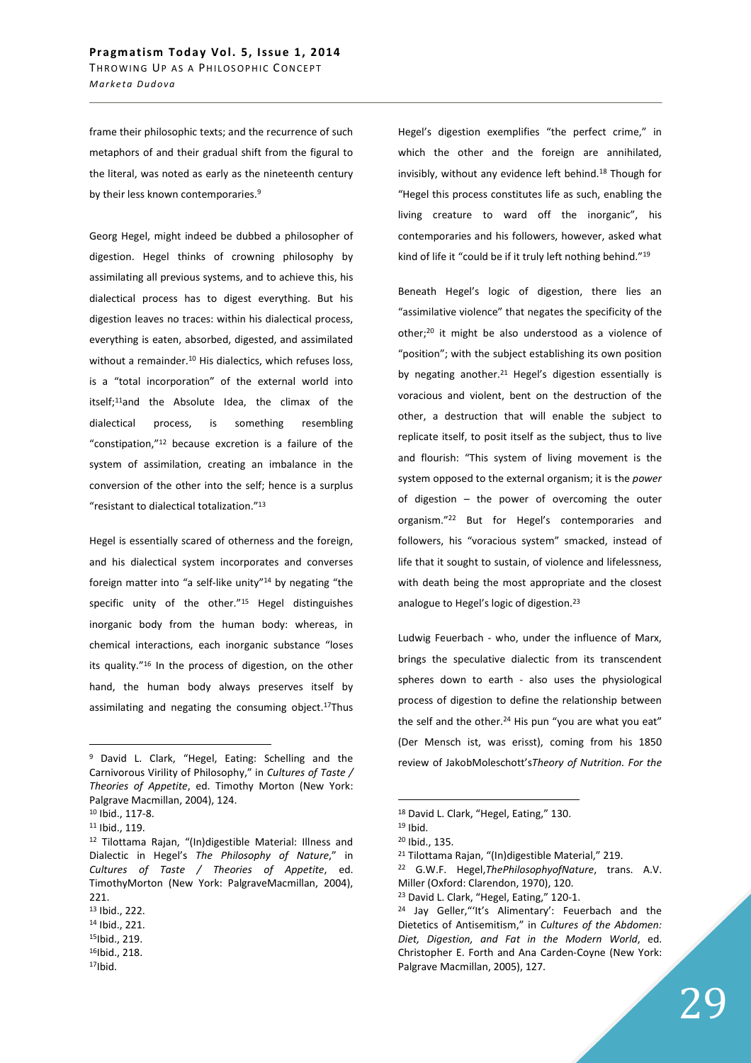frame their philosophic texts; and the recurrence of such metaphors of and their gradual shift from the figural to the literal, was noted as early as the nineteenth century by their less known contemporaries.[9]

Georg Hegel, might indeed be dubbed a philosopher of digestion. Hegel thinks of crowning philosophy by assimilating all previous systems, and to achieve this, his dialectical process has to digest everything. But his digestion leaves no traces: within his dialectical process, everything is eaten, absorbed, digested, and assimilated without a remainder.[10] His dialectics, which refuses loss, is a "total incorporation" of the external world into itself;[11]and the Absolute Idea, the climax of the dialectical process, is something resembling "constipation,"[12] because excretion is a failure of the system of assimilation, creating an imbalance in the conversion of the other into the self; hence is a surplus "resistant to dialectical totalization."[13]

Hegel is essentially scared of otherness and the foreign, and his dialectical system incorporates and converses foreign matter into "a self-like unity"[14] by negating "the specific unity of the other."[15] Hegel distinguishes inorganic body from the human body: whereas, in chemical interactions, each inorganic substance "loses its quality."[16] In the process of digestion, on the other hand, the human body always preserves itself by assimilating and negating the consuming object.[17]Thus Hegel's digestion exemplifies "the perfect crime," in which the other and the foreign are annihilated, invisibly, without any evidence left behind.[18] Though for "Hegel this process constitutes life as such, enabling the living creature to ward off the inorganic", his contemporaries and his followers, however, asked what kind of life it "could be if it truly left nothing behind."[19]

Beneath Hegel's logic of digestion, there lies an "assimilative violence" that negates the specificity of the other;[20] it might be also understood as a violence of "position"; with the subject establishing its own position by negating another.[21] Hegel's digestion essentially is voracious and violent, bent on the destruction of the other, a destruction that will enable the subject to replicate itself, to posit itself as the subject, thus to live and flourish: "This system of living movement is the system opposed to the external organism; it is the *power* of digestion – the power of overcoming the outer organism."[22] But for Hegel's contemporaries and followers, his "voracious system" smacked, instead of life that it sought to sustain, of violence and lifelessness, with death being the most appropriate and the closest analogue to Hegel's logic of digestion.[23]

Ludwig Feuerbach - who, under the influence of Marx, brings the speculative dialectic from its transcendent spheres down to earth - also uses the physiological process of digestion to define the relationship between the self and the other.[24] His pun "you are what you eat" (Der Mensch ist, was erisst), coming from his 1850 review of JakobMoleschott's*Theory of Nutrition. For the*

---

[9] David L. Clark, "Hegel, Eating: Schelling and the Carnivorous Virility of Philosophy," in *Cultures of Taste / Theories of Appetite*, ed. Timothy Morton (New York: Palgrave Macmillan, 2004), 124.

[10] Ibid., 117-8.

[11] Ibid., 119.

[12] Tilottama Rajan, "(In)digestible Material: Illness and Dialectic in Hegel's *The Philosophy of Nature*," in *Cultures of Taste / Theories of Appetite*, ed. TimothyMorton (New York: PalgraveMacmillan, 2004), 221.

[13] Ibid., 222.

[14] Ibid., 221.

[15] Ibid., 219.

[16] Ibid., 218.

[17] Ibid.

[18] David L. Clark, "Hegel, Eating," 130.

[19] Ibid.

[20] Ibid., 135.

[21] Tilottama Rajan, "(In)digestible Material," 219.

[22] G.W.F. Hegel,*ThePhilosophyofNature*, trans. A.V. Miller (Oxford: Clarendon, 1970), 120.

[23] David L. Clark, "Hegel, Eating," 120-1.

[24] Jay Geller,"'It's Alimentary': Feuerbach and the Dietetics of Antisemitism," in *Cultures of the Abdomen: Diet, Digestion, and Fat in the Modern World*, ed. Christopher E. Forth and Ana Carden-Coyne (New York: Palgrave Macmillan, 2005), 127.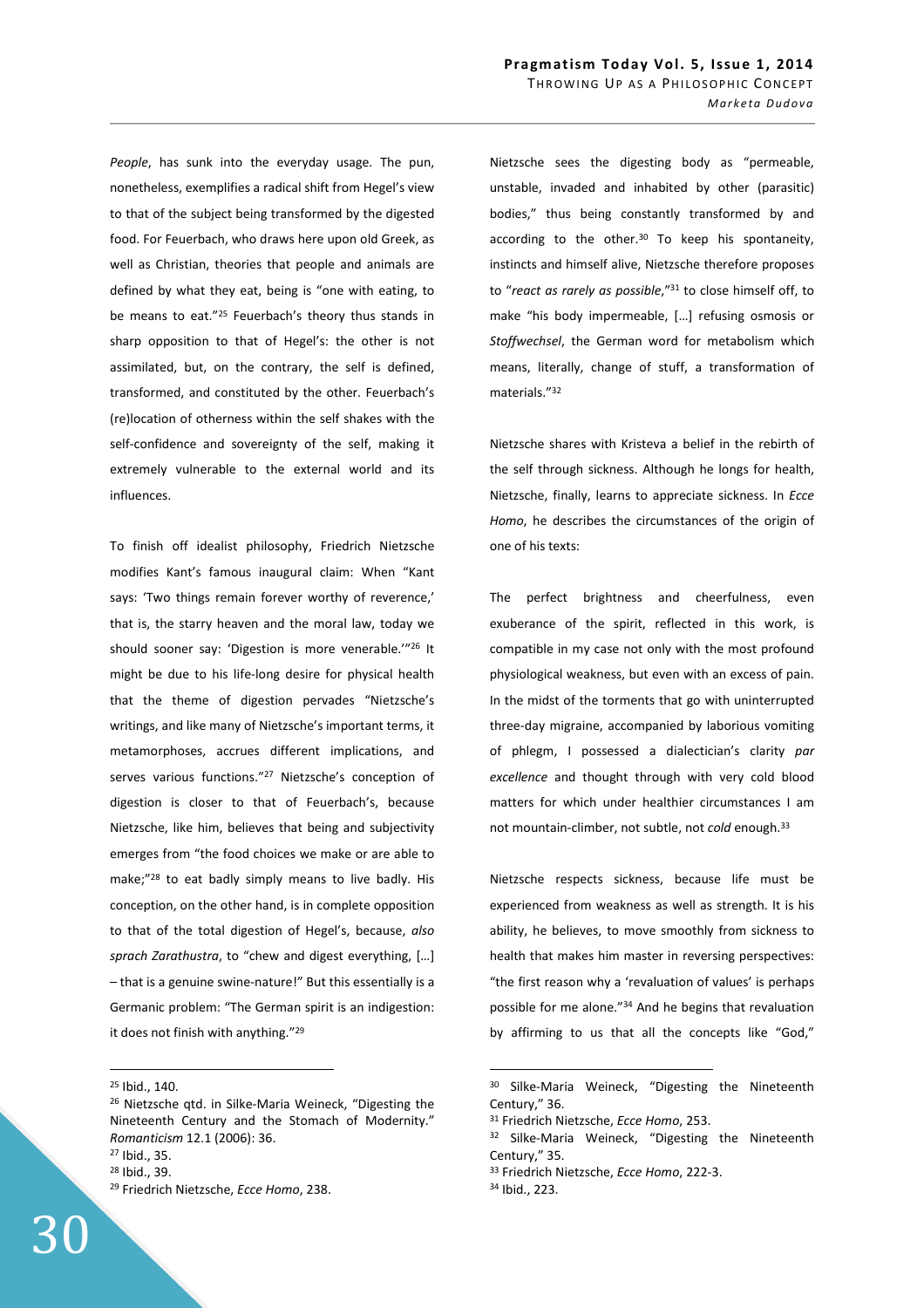*People*, has sunk into the everyday usage. The pun, nonetheless, exemplifies a radical shift from Hegel's view to that of the subject being transformed by the digested food. For Feuerbach, who draws here upon old Greek, as well as Christian, theories that people and animals are defined by what they eat, being is "one with eating, to be means to eat."[25] Feuerbach's theory thus stands in sharp opposition to that of Hegel's: the other is not assimilated, but, on the contrary, the self is defined, transformed, and constituted by the other. Feuerbach's (re)location of otherness within the self shakes with the self-confidence and sovereignty of the self, making it extremely vulnerable to the external world and its influences.

To finish off idealist philosophy, Friedrich Nietzsche modifies Kant's famous inaugural claim: When "Kant says: 'Two things remain forever worthy of reverence,' that is, the starry heaven and the moral law, today we should sooner say: 'Digestion is more venerable.'"[26] It might be due to his life-long desire for physical health that the theme of digestion pervades "Nietzsche's writings, and like many of Nietzsche's important terms, it metamorphoses, accrues different implications, and serves various functions."[27] Nietzsche's conception of digestion is closer to that of Feuerbach's, because Nietzsche, like him, believes that being and subjectivity emerges from "the food choices we make or are able to make;"[28] to eat badly simply means to live badly. His conception, on the other hand, is in complete opposition to that of the total digestion of Hegel's, because, *also sprach Zarathustra*, to "chew and digest everything, […] – that is a genuine swine-nature!" But this essentially is a Germanic problem: "The German spirit is an indigestion: it does not finish with anything."[29]

Nietzsche sees the digesting body as "permeable, unstable, invaded and inhabited by other (parasitic) bodies," thus being constantly transformed by and according to the other.[30] To keep his spontaneity, instincts and himself alive, Nietzsche therefore proposes to "*react as rarely as possible*,"[31] to close himself off, to make "his body impermeable, […] refusing osmosis or *Stoffwechsel*, the German word for metabolism which means, literally, change of stuff, a transformation of materials."[32]

Nietzsche shares with Kristeva a belief in the rebirth of the self through sickness. Although he longs for health, Nietzsche, finally, learns to appreciate sickness. In *Ecce Homo*, he describes the circumstances of the origin of one of his texts:

> The perfect brightness and cheerfulness, even exuberance of the spirit, reflected in this work, is compatible in my case not only with the most profound physiological weakness, but even with an excess of pain. In the midst of the torments that go with uninterrupted three-day migraine, accompanied by laborious vomiting of phlegm, I possessed a dialectician's clarity *par excellence* and thought through with very cold blood matters for which under healthier circumstances I am not mountain-climber, not subtle, not *cold* enough.[33]

Nietzsche respects sickness, because life must be experienced from weakness as well as strength. It is his ability, he believes, to move smoothly from sickness to health that makes him master in reversing perspectives: "the first reason why a 'revaluation of values' is perhaps possible for me alone."[34] And he begins that revaluation by affirming to us that all the concepts like "God,"

---

[25] Ibid., 140.

[26] Nietzsche qtd. in Silke-Maria Weineck, "Digesting the Nineteenth Century and the Stomach of Modernity." *Romanticism* 12.1 (2006): 36.

[27] Ibid., 35.

[28] Ibid., 39.

[29] Friedrich Nietzsche, *Ecce Homo*, 238.

[30] Silke-Maria Weineck, "Digesting the Nineteenth Century," 36.

[31] Friedrich Nietzsche, *Ecce Homo*, 253.

[32] Silke-Maria Weineck, "Digesting the Nineteenth Century," 35.

[33] Friedrich Nietzsche, *Ecce Homo*, 222-3.

[34] Ibid., 223.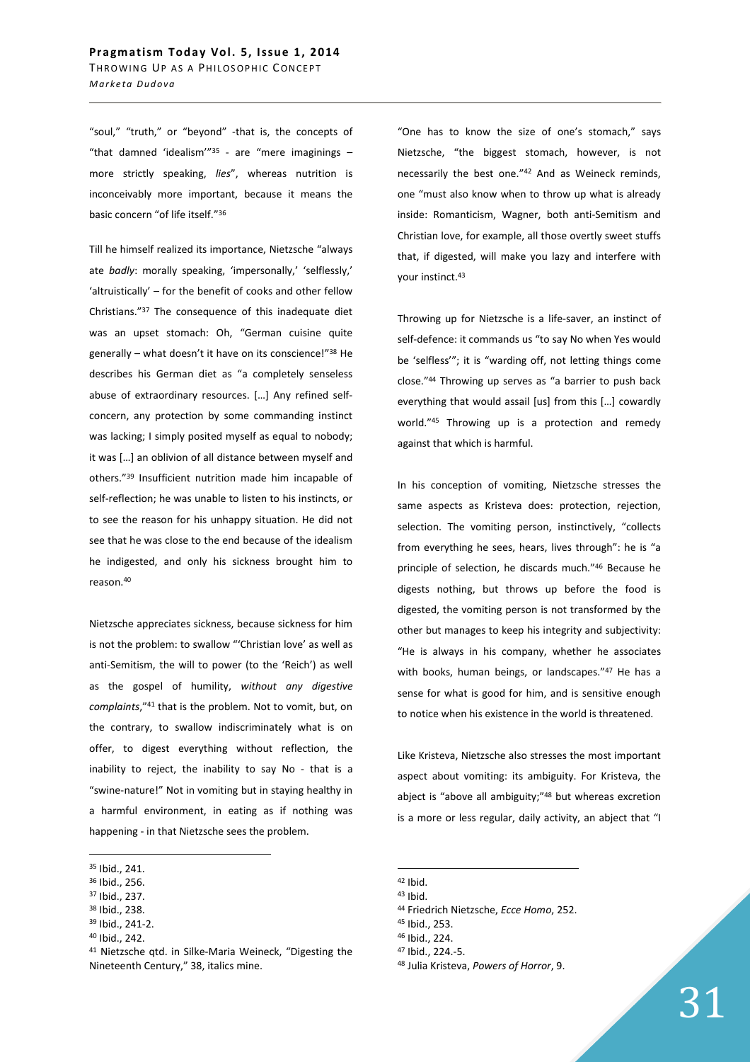"soul," "truth," or "beyond" -that is, the concepts of "that damned 'idealism'"[35] - are "mere imaginings – more strictly speaking, *lies*", whereas nutrition is inconceivably more important, because it means the basic concern "of life itself."[36]

Till he himself realized its importance, Nietzsche "always ate *badly*: morally speaking, 'impersonally,' 'selflessly,' 'altruistically' – for the benefit of cooks and other fellow Christians."[37] The consequence of this inadequate diet was an upset stomach: Oh, "German cuisine quite generally – what doesn't it have on its conscience!"[38] He describes his German diet as "a completely senseless abuse of extraordinary resources. […] Any refined self-concern, any protection by some commanding instinct was lacking; I simply posited myself as equal to nobody; it was […] an oblivion of all distance between myself and others."[39] Insufficient nutrition made him incapable of self-reflection; he was unable to listen to his instincts, or to see the reason for his unhappy situation. He did not see that he was close to the end because of the idealism he indigested, and only his sickness brought him to reason.[40]

Nietzsche appreciates sickness, because sickness for him is not the problem: to swallow "'Christian love' as well as anti-Semitism, the will to power (to the 'Reich') as well as the gospel of humility, *without any digestive complaints*,"[41] that is the problem. Not to vomit, but, on the contrary, to swallow indiscriminately what is on offer, to digest everything without reflection, the inability to reject, the inability to say No - that is a "swine-nature!" Not in vomiting but in staying healthy in a harmful environment, in eating as if nothing was happening - in that Nietzsche sees the problem.

"One has to know the size of one's stomach," says Nietzsche, "the biggest stomach, however, is not necessarily the best one."[42] And as Weineck reminds, one "must also know when to throw up what is already inside: Romanticism, Wagner, both anti-Semitism and Christian love, for example, all those overtly sweet stuffs that, if digested, will make you lazy and interfere with your instinct.[43]

Throwing up for Nietzsche is a life-saver, an instinct of self-defence: it commands us "to say No when Yes would be 'selfless'"; it is "warding off, not letting things come close."[44] Throwing up serves as "a barrier to push back everything that would assail [us] from this […] cowardly world."[45] Throwing up is a protection and remedy against that which is harmful.

In his conception of vomiting, Nietzsche stresses the same aspects as Kristeva does: protection, rejection, selection. The vomiting person, instinctively, "collects from everything he sees, hears, lives through": he is "a principle of selection, he discards much."[46] Because he digests nothing, but throws up before the food is digested, the vomiting person is not transformed by the other but manages to keep his integrity and subjectivity: "He is always in his company, whether he associates with books, human beings, or landscapes."[47] He has a sense for what is good for him, and is sensitive enough to notice when his existence in the world is threatened.

Like Kristeva, Nietzsche also stresses the most important aspect about vomiting: its ambiguity. For Kristeva, the abject is "above all ambiguity;"[48] but whereas excretion is a more or less regular, daily activity, an abject that "I

---

[35] Ibid., 241.
[36] Ibid., 256.
[37] Ibid., 237.
[38] Ibid., 238.
[39] Ibid., 241-2.
[40] Ibid., 242.
[41] Nietzsche qtd. in Silke-Maria Weineck, "Digesting the Nineteenth Century," 38, italics mine.
[42] Ibid.
[43] Ibid.
[44] Friedrich Nietzsche, *Ecce Homo*, 252.
[45] Ibid., 253.
[46] Ibid., 224.
[47] Ibid., 224.-5.
[48] Julia Kristeva, *Powers of Horror*, 9.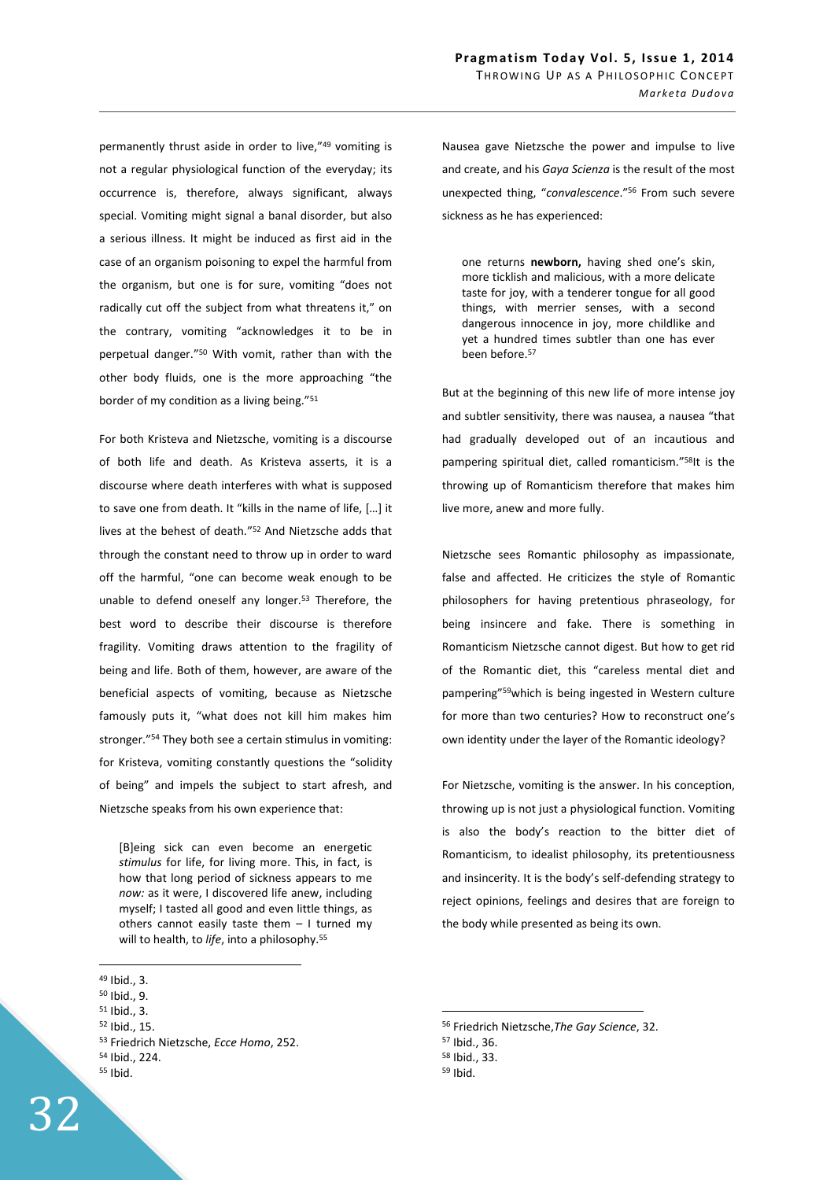permanently thrust aside in order to live,"[49] vomiting is not a regular physiological function of the everyday; its occurrence is, therefore, always significant, always special. Vomiting might signal a banal disorder, but also a serious illness. It might be induced as first aid in the case of an organism poisoning to expel the harmful from the organism, but one is for sure, vomiting "does not radically cut off the subject from what threatens it," on the contrary, vomiting "acknowledges it to be in perpetual danger."[50] With vomit, rather than with the other body fluids, one is the more approaching "the border of my condition as a living being."[51]

For both Kristeva and Nietzsche, vomiting is a discourse of both life and death. As Kristeva asserts, it is a discourse where death interferes with what is supposed to save one from death. It "kills in the name of life, […] it lives at the behest of death."[52] And Nietzsche adds that through the constant need to throw up in order to ward off the harmful, "one can become weak enough to be unable to defend oneself any longer.[53] Therefore, the best word to describe their discourse is therefore fragility. Vomiting draws attention to the fragility of being and life. Both of them, however, are aware of the beneficial aspects of vomiting, because as Nietzsche famously puts it, "what does not kill him makes him stronger."[54] They both see a certain stimulus in vomiting: for Kristeva, vomiting constantly questions the "solidity of being" and impels the subject to start afresh, and Nietzsche speaks from his own experience that:

> [B]eing sick can even become an energetic *stimulus* for life, for living more. This, in fact, is how that long period of sickness appears to me *now:* as it were, I discovered life anew, including myself; I tasted all good and even little things, as others cannot easily taste them – I turned my will to health, to *life*, into a philosophy.[55]

Nausea gave Nietzsche the power and impulse to live and create, and his *Gaya Scienza* is the result of the most unexpected thing, "*convalescence*."[56] From such severe sickness as he has experienced:

> one returns **newborn,** having shed one's skin, more ticklish and malicious, with a more delicate taste for joy, with a tenderer tongue for all good things, with merrier senses, with a second dangerous innocence in joy, more childlike and yet a hundred times subtler than one has ever been before.[57]

But at the beginning of this new life of more intense joy and subtler sensitivity, there was nausea, a nausea "that had gradually developed out of an incautious and pampering spiritual diet, called romanticism."[58]It is the throwing up of Romanticism therefore that makes him live more, anew and more fully.

Nietzsche sees Romantic philosophy as impassionate, false and affected. He criticizes the style of Romantic philosophers for having pretentious phraseology, for being insincere and fake. There is something in Romanticism Nietzsche cannot digest. But how to get rid of the Romantic diet, this "careless mental diet and pampering"[59]which is being ingested in Western culture for more than two centuries? How to reconstruct one's own identity under the layer of the Romantic ideology?

For Nietzsche, vomiting is the answer. In his conception, throwing up is not just a physiological function. Vomiting is also the body's reaction to the bitter diet of Romanticism, to idealist philosophy, its pretentiousness and insincerity. It is the body's self-defending strategy to reject opinions, feelings and desires that are foreign to the body while presented as being its own.

---

[49] Ibid., 3.
[50] Ibid., 9.
[51] Ibid., 3.
[52] Ibid., 15.
[53] Friedrich Nietzsche, *Ecce Homo*, 252.
[54] Ibid., 224.
[55] Ibid.
[56] Friedrich Nietzsche,*The Gay Science*, 32.
[57] Ibid., 36.
[58] Ibid., 33.
[59] Ibid.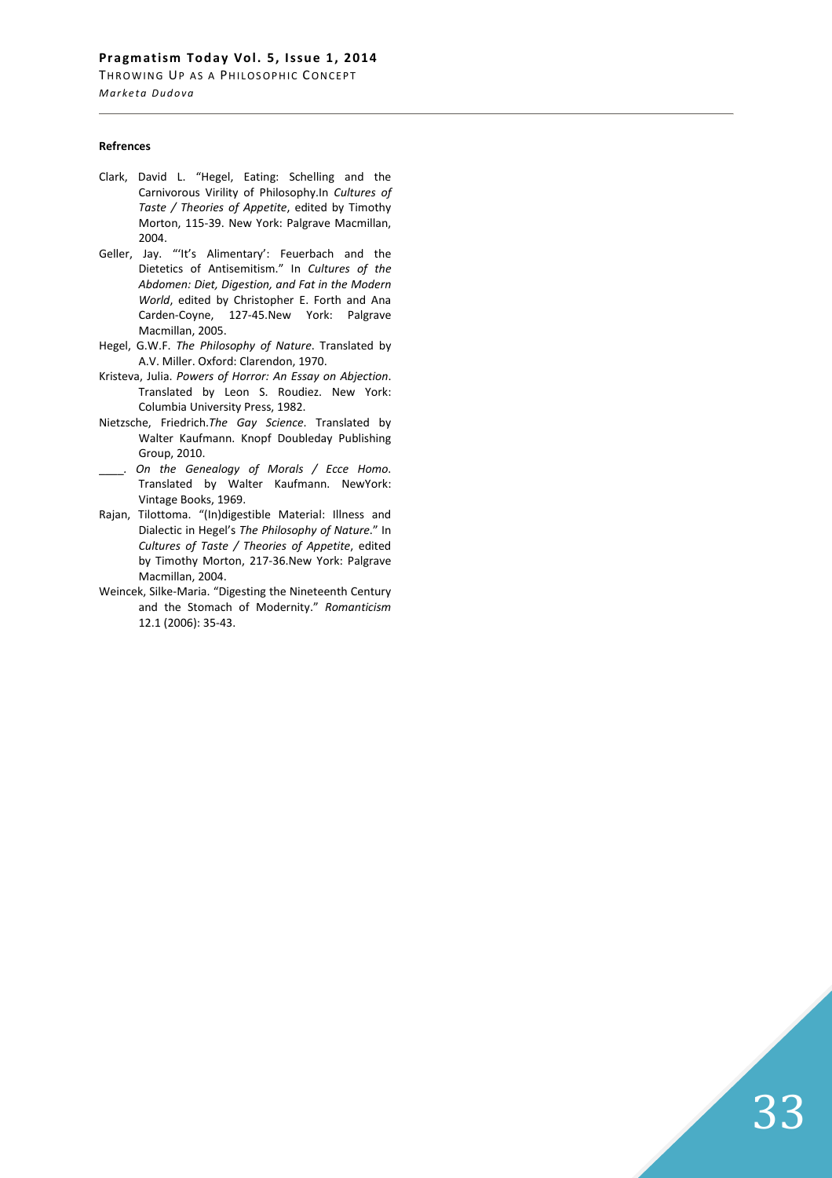**Refrences**

Clark, David L. "Hegel, Eating: Schelling and the Carnivorous Virility of Philosophy.In *Cultures of Taste / Theories of Appetite*, edited by Timothy Morton, 115-39. New York: Palgrave Macmillan, 2004.

Geller, Jay. "'It's Alimentary': Feuerbach and the Dietetics of Antisemitism." In *Cultures of the Abdomen: Diet, Digestion, and Fat in the Modern World*, edited by Christopher E. Forth and Ana Carden-Coyne, 127-45.New York: Palgrave Macmillan, 2005.

Hegel, G.W.F. *The Philosophy of Nature*. Translated by A.V. Miller. Oxford: Clarendon, 1970.

Kristeva, Julia. *Powers of Horror: An Essay on Abjection*. Translated by Leon S. Roudiez. New York: Columbia University Press, 1982.

Nietzsche, Friedrich.*The Gay Science*. Translated by Walter Kaufmann. Knopf Doubleday Publishing Group, 2010.

____. *On the Genealogy of Morals / Ecce Homo*. Translated by Walter Kaufmann. NewYork: Vintage Books, 1969.

Rajan, Tilottoma. "(In)digestible Material: Illness and Dialectic in Hegel's *The Philosophy of Nature*." In *Cultures of Taste / Theories of Appetite*, edited by Timothy Morton, 217-36.New York: Palgrave Macmillan, 2004.

Weincek, Silke-Maria. "Digesting the Nineteenth Century and the Stomach of Modernity." *Romanticism* 12.1 (2006): 35-43.